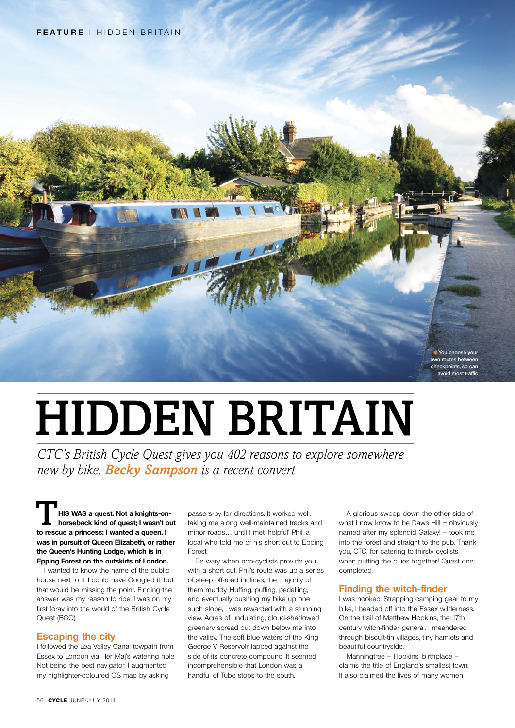You choose your own routes between checkpoints, so can avoid most traffic

# HIDDEN BRITAIN

*CTC's British Cycle Quest gives you 402 reasons to explore somewhere new by bike. **Becky Sampson** is a recent convert*

**THIS WAS a quest. Not a knights-on-horseback kind of quest; I wasn't out to rescue a princess: I wanted a queen. I was in pursuit of Queen Elizabeth, or rather the Queen's Hunting Lodge, which is in Epping Forest on the outskirts of London.**

I wanted to know the name of the public house next to it. I could have Googled it, but that would be missing the point. Finding the answer was my reason to ride. I was on my first foray into the world of the British Cycle Quest (BCQ).

## Escaping the city

I followed the Lea Valley Canal towpath from Essex to London via Her Maj's watering hole. Not being the best navigator, I augmented my highlighter-coloured OS map by asking passers-by for directions. It worked well, taking me along well-maintained tracks and minor roads… until I met 'helpful' Phil, a local who told me of his short cut to Epping Forest.

Be wary when non-cyclists provide you with a short cut. Phil's route was up a series of steep off-road inclines, the majority of them muddy. Huffing, puffing, pedalling, and eventually pushing my bike up one such slope, I was rewarded with a stunning view. Acres of undulating, cloud-shadowed greenery spread out down below me into the valley. The soft blue waters of the King George V Reservoir lapped against the side of its concrete compound. It seemed incomprehensible that London was a handful of Tube stops to the south.

A glorious swoop down the other side of what I now know to be Daws Hill – obviously named after my splendid Galaxy! – took me into the forest and straight to the pub. Thank you, CTC, for catering to thirsty cyclists when putting the clues together! Quest one: completed.

## Finding the witch-finder

I was hooked. Strapping camping gear to my bike, I headed off into the Essex wilderness. On the trail of Matthew Hopkins, the 17th century witch-finder general, I meandered through biscuit-tin villages, tiny hamlets and beautiful countryside.

Manningtree – Hopkins' birthplace – claims the title of England's smallest town. It also claimed the lives of many women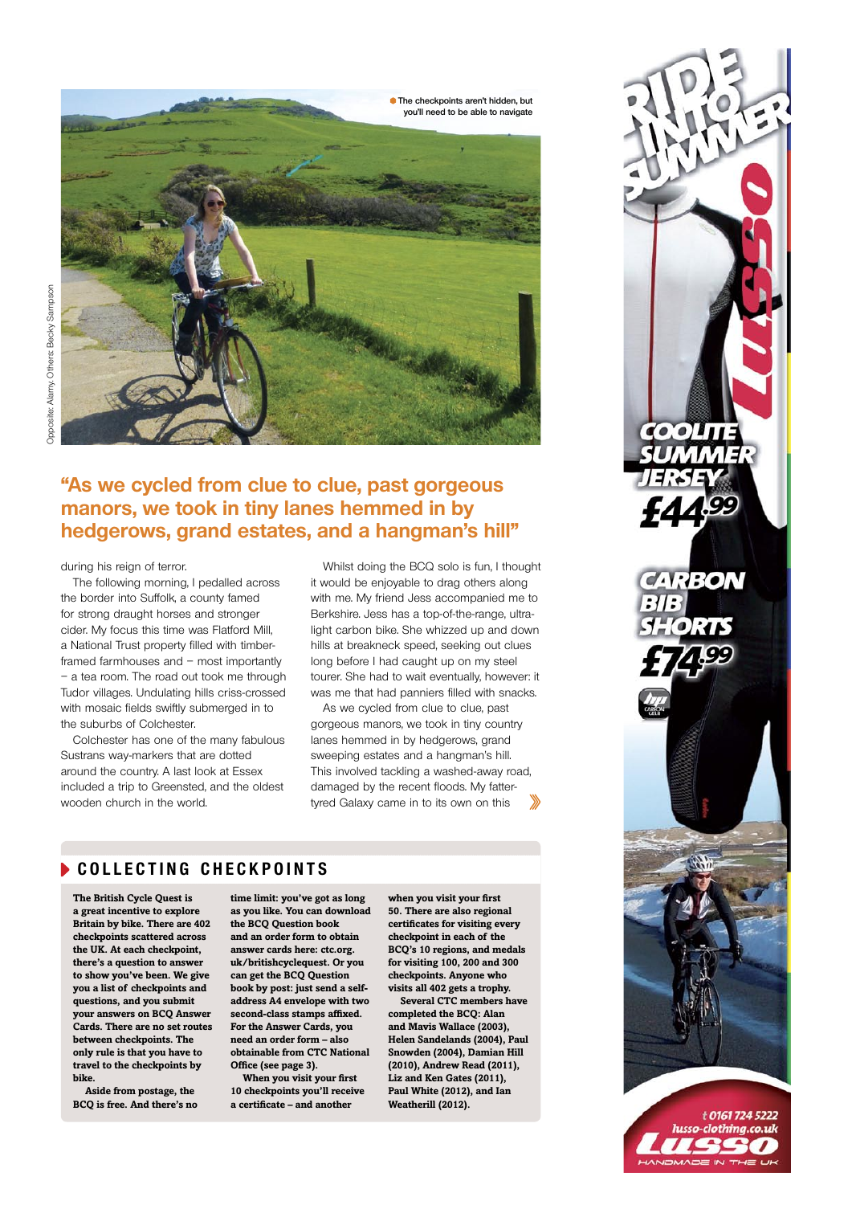The checkpoints aren't hidden, but you'll need to be able to navigate

Opposite: Alamy. Others: Becky Sampson

## "As we cycled from clue to clue, past gorgeous manors, we took in tiny lanes hemmed in by hedgerows, grand estates, and a hangman's hill"

during his reign of terror.

The following morning, I pedalled across the border into Suffolk, a county famed for strong draught horses and stronger cider. My focus this time was Flatford Mill, a National Trust property filled with timber-framed farmhouses and – most importantly – a tea room. The road out took me through Tudor villages. Undulating hills criss-crossed with mosaic fields swiftly submerged in to the suburbs of Colchester.

Colchester has one of the many fabulous Sustrans way-markers that are dotted around the country. A last look at Essex included a trip to Greensted, and the oldest wooden church in the world.

Whilst doing the BCQ solo is fun, I thought it would be enjoyable to drag others along with me. My friend Jess accompanied me to Berkshire. Jess has a top-of-the-range, ultra-light carbon bike. She whizzed up and down hills at breakneck speed, seeking out clues long before I had caught up on my steel tourer. She had to wait eventually, however: it was me that had panniers filled with snacks.

As we cycled from clue to clue, past gorgeous manors, we took in tiny country lanes hemmed in by hedgerows, grand sweeping estates and a hangman's hill. This involved tackling a washed-away road, damaged by the recent floods. My fatter-tyred Galaxy came in to its own on this »

## COLLECTING CHECKPOINTS

**The British Cycle Quest is a great incentive to explore Britain by bike. There are 402 checkpoints scattered across the UK. At each checkpoint, there's a question to answer to show you've been. We give you a list of checkpoints and questions, and you submit your answers on BCQ Answer Cards. There are no set routes between checkpoints. The only rule is that you have to travel to the checkpoints by bike.**

**Aside from postage, the BCQ is free. And there's no time limit: you've got as long as you like. You can download the BCQ Question book and an order form to obtain answer cards here: ctc.org.uk/britishcyclequest. Or you can get the BCQ Question book by post: just send a self-address A4 envelope with two second-class stamps affixed. For the Answer Cards, you need an order form – also obtainable from CTC National Office (see page 3).**

**When you visit your first 10 checkpoints you'll receive a certificate – and another when you visit your first 50. There are also regional certificates for visiting every checkpoint in each of the BCQ's 10 regions, and medals for visiting 100, 200 and 300 checkpoints. Anyone who visits all 402 gets a trophy.**

**Several CTC members have completed the BCQ: Alan and Mavis Wallace (2003), Helen Sandelands (2004), Paul Snowden (2004), Damian Hill (2010), Andrew Read (2011), Liz and Ken Gates (2011), Paul White (2012), and Ian Weatherill (2012).**

RIDE INTO SUMMER

COOLITE SUMMER JERSEY £44.99

CARBON BIB SHORTS £74.99

t 0161 724 5222
lusso-clothing.co.uk
LUSSO
HANDMADE IN THE UK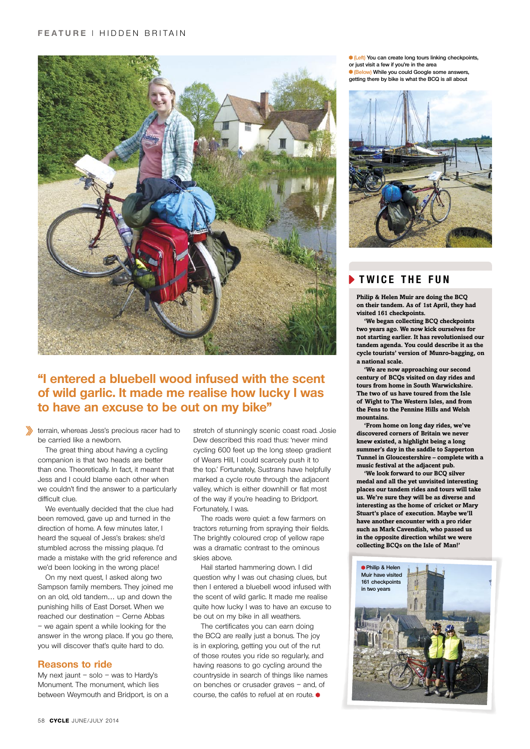“I entered a bluebell wood infused with the scent of wild garlic. It made me realise how lucky I was to have an excuse to be out on my bike”

terrain, whereas Jess's precious racer had to be carried like a newborn.

The great thing about having a cycling companion is that two heads are better than one. Theoretically. In fact, it meant that Jess and I could blame each other when we couldn't find the answer to a particularly difficult clue.

We eventually decided that the clue had been removed, gave up and turned in the direction of home. A few minutes later, I heard the squeal of Jess's brakes: she'd stumbled across the missing plaque. I'd made a mistake with the grid reference and we'd been looking in the wrong place!

On my next quest, I asked along two Sampson family members. They joined me on an old, old tandem… up and down the punishing hills of East Dorset. When we reached our destination – Cerne Abbas – we again spent a while looking for the answer in the wrong place. If you go there, you will discover that's quite hard to do.

## Reasons to ride

My next jaunt – solo – was to Hardy's Monument. The monument, which lies between Weymouth and Bridport, is on a stretch of stunningly scenic coast road. Josie Dew described this road thus: 'never mind cycling 600 feet up the long steep gradient of Wears Hill, I could scarcely push it to the top.' Fortunately, Sustrans have helpfully marked a cycle route through the adjacent valley, which is either downhill or flat most of the way if you're heading to Bridport. Fortunately, I was.

The roads were quiet: a few farmers on tractors returning from spraying their fields. The brightly coloured crop of yellow rape was a dramatic contrast to the ominous skies above.

Hail started hammering down. I did question why I was out chasing clues, but then I entered a bluebell wood infused with the scent of wild garlic. It made me realise quite how lucky I was to have an excuse to be out on my bike in all weathers.

The certificates you can earn doing the BCQ are really just a bonus. The joy is in exploring, getting you out of the rut of those routes you ride so regularly, and having reasons to go cycling around the countryside in search of things like names on benches or crusader graves – and, of course, the cafés to refuel at en route.

(Left) You can create long tours linking checkpoints, or just visit a few if you're in the area

(Below) While you could Google some answers, getting there by bike is what the BCQ is all about

## TWICE THE FUN

**Philip & Helen Muir are doing the BCQ on their tandem. As of 1st April, they had visited 161 checkpoints.**

**'We began collecting BCQ checkpoints two years ago. We now kick ourselves for not starting earlier. It has revolutionised our tandem agenda. You could describe it as the cycle tourists' version of Munro-bagging, on a national scale.**

**'We are now approaching our second century of BCQs visited on day rides and tours from home in South Warwickshire. The two of us have toured from the Isle of Wight to The Western Isles, and from the Fens to the Pennine Hills and Welsh mountains.**

**'From home on long day rides, we've discovered corners of Britain we never knew existed, a highlight being a long summer's day in the saddle to Sapperton Tunnel in Gloucestershire – complete with a music festival at the adjacent pub.**

**'We look forward to our BCQ silver medal and all the yet unvisited interesting places our tandem rides and tours will take us. We're sure they will be as diverse and interesting as the home of cricket or Mary Stuart's place of execution. Maybe we'll have another encounter with a pro rider such as Mark Cavendish, who passed us in the opposite direction whilst we were collecting BCQs on the Isle of Man!'**

Philip & Helen Muir have visited 161 checkpoints in two years